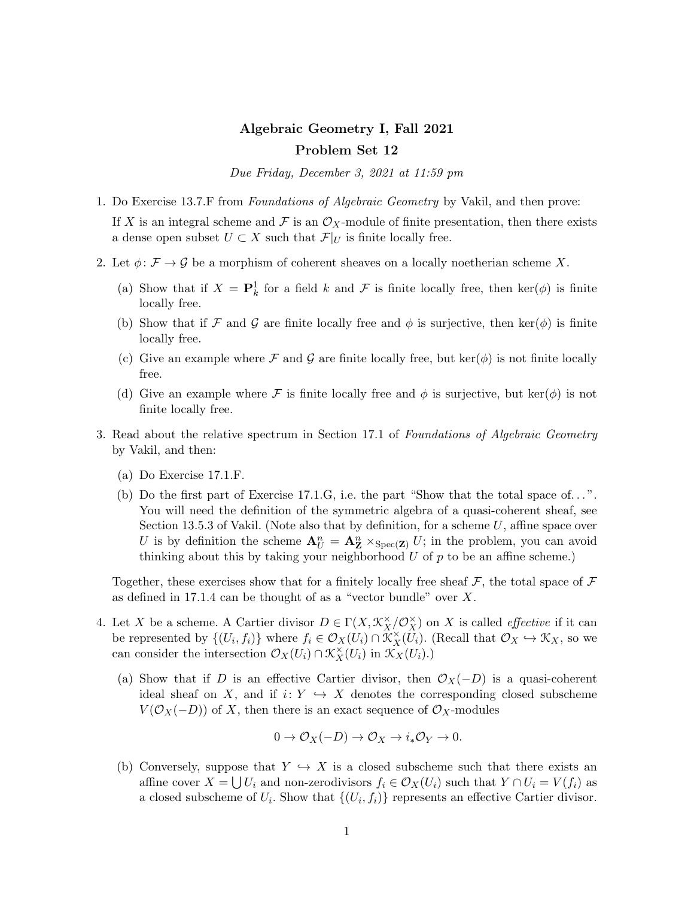# Algebraic Geometry I, Fall 2021

## Problem Set 12

*Due Friday, December 3, 2021 at 11:59 pm*

1. Do Exercise 13.7.F from *Foundations of Algebraic Geometry* by Vakil, and then prove:

   If $X$ is an integral scheme and $\mathcal{F}$ is an $\mathcal{O}_X$-module of finite presentation, then there exists a dense open subset $U \subset X$ such that $\mathcal{F}|_U$ is finite locally free.

2. Let $\phi \colon \mathcal{F} \to \mathcal{G}$ be a morphism of coherent sheaves on a locally noetherian scheme $X$.

   (a) Show that if $X = \mathbf{P}^1_k$ for a field $k$ and $\mathcal{F}$ is finite locally free, then $\ker(\phi)$ is finite locally free.

   (b) Show that if $\mathcal{F}$ and $\mathcal{G}$ are finite locally free and $\phi$ is surjective, then $\ker(\phi)$ is finite locally free.

   (c) Give an example where $\mathcal{F}$ and $\mathcal{G}$ are finite locally free, but $\ker(\phi)$ is not finite locally free.

   (d) Give an example where $\mathcal{F}$ is finite locally free and $\phi$ is surjective, but $\ker(\phi)$ is not finite locally free.

3. Read about the relative spectrum in Section 17.1 of *Foundations of Algebraic Geometry* by Vakil, and then:

   (a) Do Exercise 17.1.F.

   (b) Do the first part of Exercise 17.1.G, i.e. the part "Show that the total space of…". You will need the definition of the symmetric algebra of a quasi-coherent sheaf, see Section 13.5.3 of Vakil. (Note also that by definition, for a scheme $U$, affine space over $U$ is by definition the scheme $\mathbf{A}^n_U = \mathbf{A}^n_{\mathbf{Z}} \times_{\mathrm{Spec}(\mathbf{Z})} U$; in the problem, you can avoid thinking about this by taking your neighborhood $U$ of $p$ to be an affine scheme.)

   Together, these exercises show that for a finitely locally free sheaf $\mathcal{F}$, the total space of $\mathcal{F}$ as defined in 17.1.4 can be thought of as a "vector bundle" over $X$.

4. Let $X$ be a scheme. A Cartier divisor $D \in \Gamma(X, \mathcal{K}_X^\times / \mathcal{O}_X^\times)$ on $X$ is called *effective* if it can be represented by $\{(U_i, f_i)\}$ where $f_i \in \mathcal{O}_X(U_i) \cap \mathcal{K}_X^\times(U_i)$. (Recall that $\mathcal{O}_X \hookrightarrow \mathcal{K}_X$, so we can consider the intersection $\mathcal{O}_X(U_i) \cap \mathcal{K}_X^\times(U_i)$ in $\mathcal{K}_X(U_i)$.)

   (a) Show that if $D$ is an effective Cartier divisor, then $\mathcal{O}_X(-D)$ is a quasi-coherent ideal sheaf on $X$, and if $i \colon Y \hookrightarrow X$ denotes the corresponding closed subscheme $V(\mathcal{O}_X(-D))$ of $X$, then there is an exact sequence of $\mathcal{O}_X$-modules

   $$0 \to \mathcal{O}_X(-D) \to \mathcal{O}_X \to i_*\mathcal{O}_Y \to 0.$$

   (b) Conversely, suppose that $Y \hookrightarrow X$ is a closed subscheme such that there exists an affine cover $X = \bigcup U_i$ and non-zerodivisors $f_i \in \mathcal{O}_X(U_i)$ such that $Y \cap U_i = V(f_i)$ as a closed subscheme of $U_i$. Show that $\{(U_i, f_i)\}$ represents an effective Cartier divisor.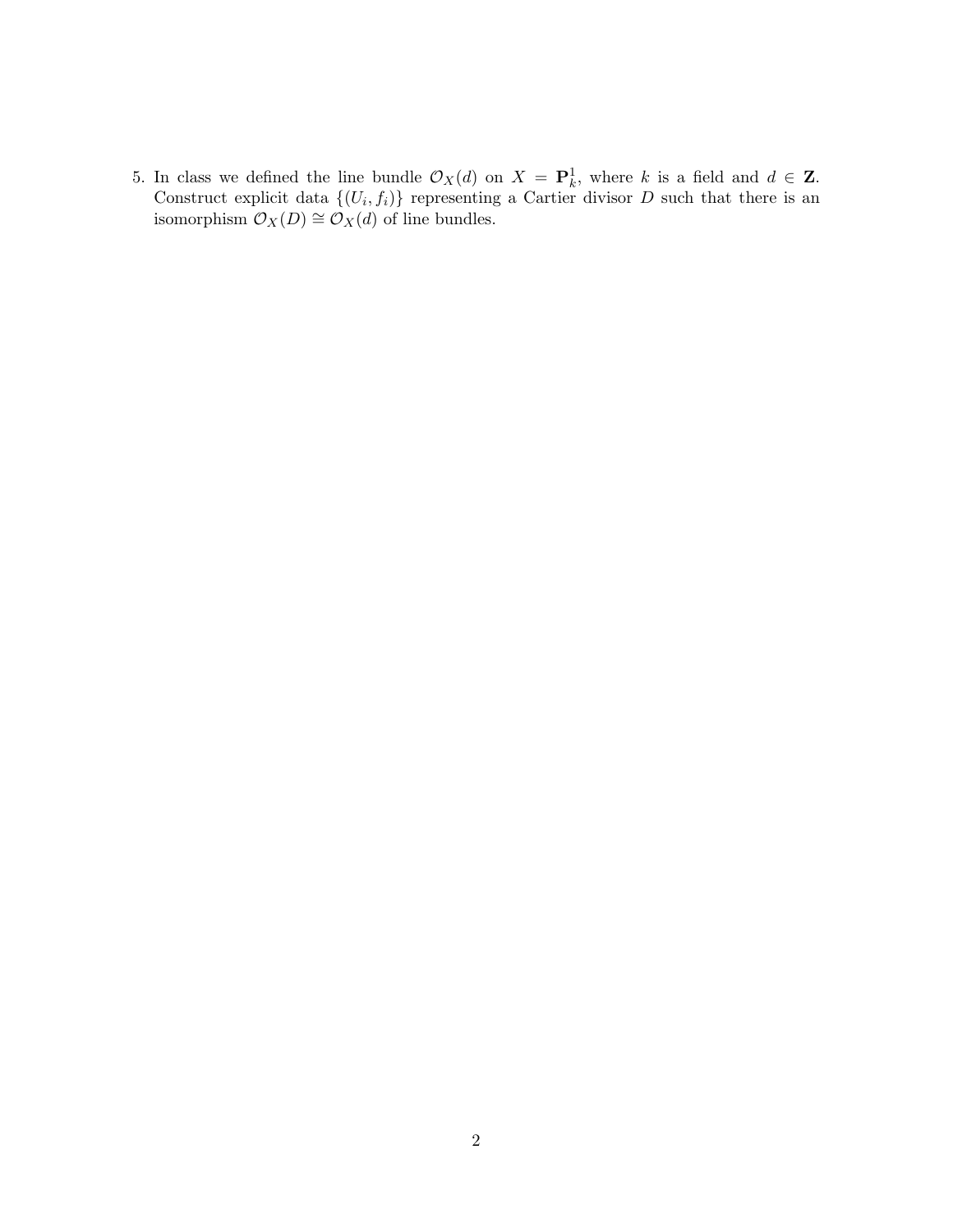5. In class we defined the line bundle $\mathcal{O}_X(d)$ on $X = \mathbf{P}^1_k$, where $k$ is a field and $d \in \mathbf{Z}$. Construct explicit data $\{(U_i, f_i)\}$ representing a Cartier divisor $D$ such that there is an isomorphism $\mathcal{O}_X(D) \cong \mathcal{O}_X(d)$ of line bundles.